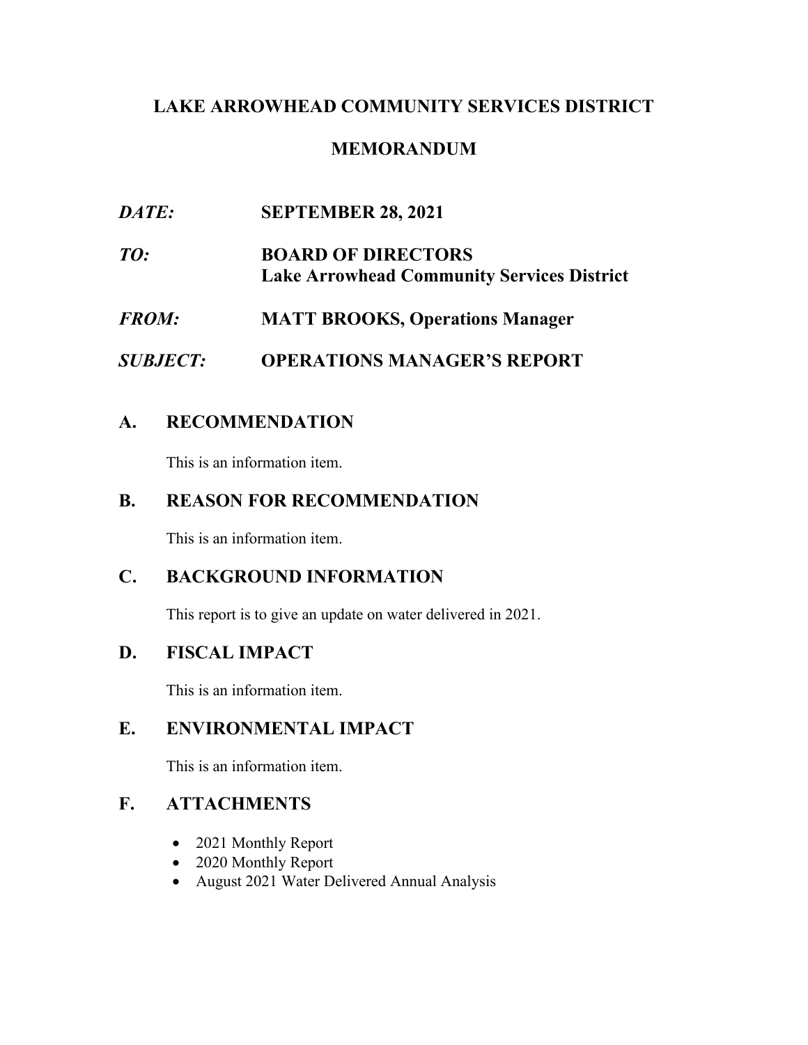# LAKE ARROWHEAD COMMUNITY SERVICES DISTRICT

## MEMORANDUM

***DATE:*** **SEPTEMBER 28, 2021**

***TO:*** **BOARD OF DIRECTORS**
**Lake Arrowhead Community Services District**

***FROM:*** **MATT BROOKS, Operations Manager**

***SUBJECT:*** **OPERATIONS MANAGER'S REPORT**

## A. RECOMMENDATION

This is an information item.

## B. REASON FOR RECOMMENDATION

This is an information item.

## C. BACKGROUND INFORMATION

This report is to give an update on water delivered in 2021.

## D. FISCAL IMPACT

This is an information item.

## E. ENVIRONMENTAL IMPACT

This is an information item.

## F. ATTACHMENTS

- 2021 Monthly Report
- 2020 Monthly Report
- August 2021 Water Delivered Annual Analysis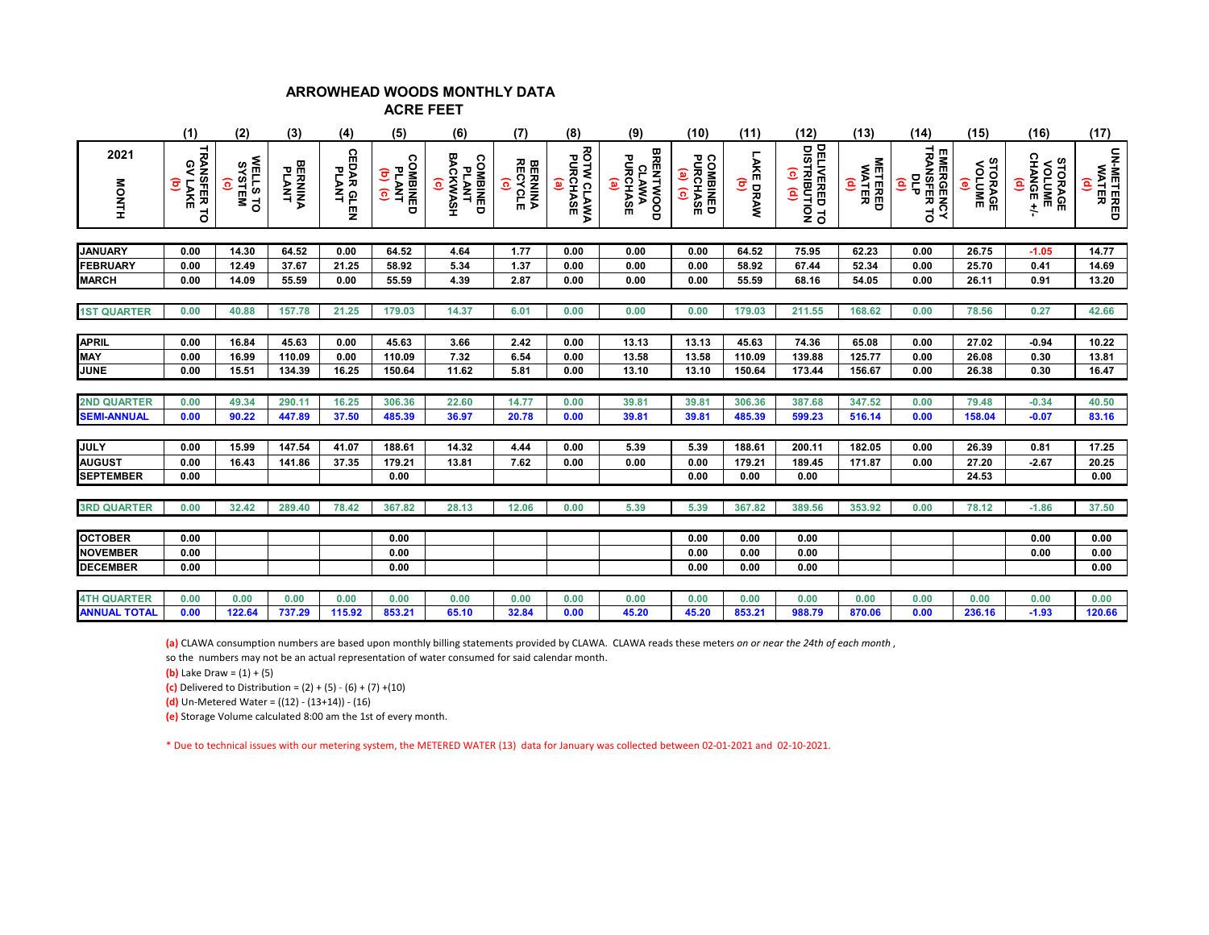# ARROWHEAD WOODS MONTHLY DATA

## ACRE FEET

| | (1) | (2) | (3) | (4) | (5) | (6) | (7) | (8) | (9) | (10) | (11) | (12) | (13) | (14) | (15) | (16) | (17) |
|---|---|---|---|---|---|---|---|---|---|---|---|---|---|---|---|---|---|
| 2021 MONTH | TRANSFER TO GV LAKE (b) | WELLS TO SYSTEM (c) | BERNINA PLANT | CEDAR GLEN PLANT | COMBINED PLANT (b) (c) | COMBINED PLANT BACKWASH (c) | BERNINA RECYCLE (c) | ROTW CLAWA PURCHASE (a) | BRENTWOOD CLAWA PURCHASE (a) | COMBINED PURCHASE (a) (c) | LAKE DRAW (b) | DELIVERED TO DISTRIBUTION (c) (d) | METERED WATER (d) | EMERGENCY TRANSFER TO DLP (d) | STORAGE VOLUME (e) | STORAGE VOLUME CHANGE +/- (d) | UN-METERED WATER (d) |
| JANUARY | 0.00 | 14.30 | 64.52 | 0.00 | 64.52 | 4.64 | 1.77 | 0.00 | 0.00 | 0.00 | 64.52 | 75.95 | 62.23 | 0.00 | 26.75 | -1.05 | 14.77 |
| FEBRUARY | 0.00 | 12.49 | 37.67 | 21.25 | 58.92 | 5.34 | 1.37 | 0.00 | 0.00 | 0.00 | 58.92 | 67.44 | 52.34 | 0.00 | 25.70 | 0.41 | 14.69 |
| MARCH | 0.00 | 14.09 | 55.59 | 0.00 | 55.59 | 4.39 | 2.87 | 0.00 | 0.00 | 0.00 | 55.59 | 68.16 | 54.05 | 0.00 | 26.11 | 0.91 | 13.20 |
| 1ST QUARTER | 0.00 | 40.88 | 157.78 | 21.25 | 179.03 | 14.37 | 6.01 | 0.00 | 0.00 | 0.00 | 179.03 | 211.55 | 168.62 | 0.00 | 78.56 | 0.27 | 42.66 |
| APRIL | 0.00 | 16.84 | 45.63 | 0.00 | 45.63 | 3.66 | 2.42 | 0.00 | 13.13 | 13.13 | 45.63 | 74.36 | 65.08 | 0.00 | 27.02 | -0.94 | 10.22 |
| MAY | 0.00 | 16.99 | 110.09 | 0.00 | 110.09 | 7.32 | 6.54 | 0.00 | 13.58 | 13.58 | 110.09 | 139.88 | 125.77 | 0.00 | 26.08 | 0.30 | 13.81 |
| JUNE | 0.00 | 15.51 | 134.39 | 16.25 | 150.64 | 11.62 | 5.81 | 0.00 | 13.10 | 13.10 | 150.64 | 173.44 | 156.67 | 0.00 | 26.38 | 0.30 | 16.47 |
| 2ND QUARTER | 0.00 | 49.34 | 290.11 | 16.25 | 306.36 | 22.60 | 14.77 | 0.00 | 39.81 | 39.81 | 306.36 | 387.68 | 347.52 | 0.00 | 79.48 | -0.34 | 40.50 |
| SEMI-ANNUAL | 0.00 | 90.22 | 447.89 | 37.50 | 485.39 | 36.97 | 20.78 | 0.00 | 39.81 | 39.81 | 485.39 | 599.23 | 516.14 | 0.00 | 158.04 | -0.07 | 83.16 |
| JULY | 0.00 | 15.99 | 147.54 | 41.07 | 188.61 | 14.32 | 4.44 | 0.00 | 5.39 | 5.39 | 188.61 | 200.11 | 182.05 | 0.00 | 26.39 | 0.81 | 17.25 |
| AUGUST | 0.00 | 16.43 | 141.86 | 37.35 | 179.21 | 13.81 | 7.62 | 0.00 | 0.00 | 0.00 | 179.21 | 189.45 | 171.87 | 0.00 | 27.20 | -2.67 | 20.25 |
| SEPTEMBER | 0.00 | | | | 0.00 | | | | | 0.00 | 0.00 | 0.00 | | | 24.53 | | 0.00 |
| 3RD QUARTER | 0.00 | 32.42 | 289.40 | 78.42 | 367.82 | 28.13 | 12.06 | 0.00 | 5.39 | 5.39 | 367.82 | 389.56 | 353.92 | 0.00 | 78.12 | -1.86 | 37.50 |
| OCTOBER | 0.00 | | | | 0.00 | | | | | 0.00 | 0.00 | 0.00 | | | | 0.00 | 0.00 |
| NOVEMBER | 0.00 | | | | 0.00 | | | | | 0.00 | 0.00 | 0.00 | | | | 0.00 | 0.00 |
| DECEMBER | 0.00 | | | | 0.00 | | | | | 0.00 | 0.00 | 0.00 | | | | | 0.00 |
| 4TH QUARTER | 0.00 | 0.00 | 0.00 | 0.00 | 0.00 | 0.00 | 0.00 | 0.00 | 0.00 | 0.00 | 0.00 | 0.00 | 0.00 | 0.00 | 0.00 | 0.00 | 0.00 |
| ANNUAL TOTAL | 0.00 | 122.64 | 737.29 | 115.92 | 853.21 | 65.10 | 32.84 | 0.00 | 45.20 | 45.20 | 853.21 | 988.79 | 870.06 | 0.00 | 236.16 | -1.93 | 120.66 |

**(a)** CLAWA consumption numbers are based upon monthly billing statements provided by CLAWA. CLAWA reads these meters *on or near the 24th of each month*, so the numbers may not be an actual representation of water consumed for said calendar month.

**(b)** Lake Draw = (1) + (5)

**(c)** Delivered to Distribution = (2) + (5) - (6) + (7) +(10)

**(d)** Un-Metered Water = ((12) - (13+14)) - (16)

**(e)** Storage Volume calculated 8:00 am the 1st of every month.

* Due to technical issues with our metering system, the METERED WATER (13) data for January was collected between 02-01-2021 and 02-10-2021.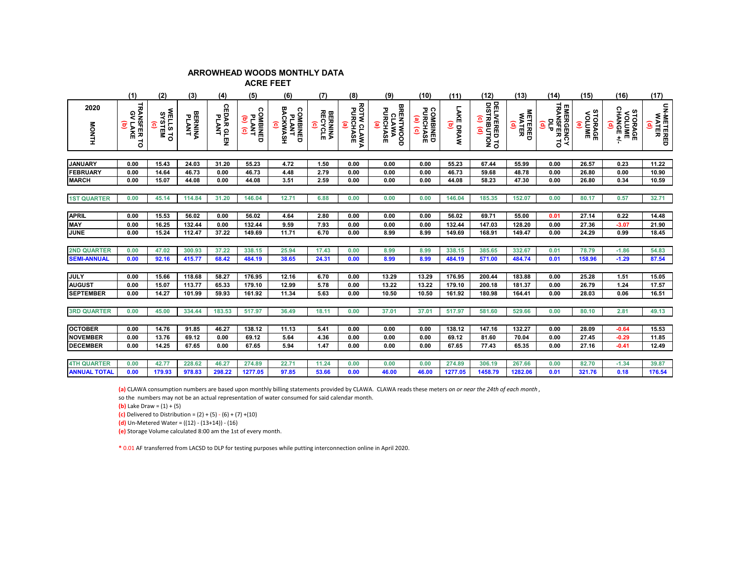# ARROWHEAD WOODS MONTHLY DATA

## ACRE FEET

| 2020 MONTH | (1) TRANSFER TO GV LAKE (b) | (2) WELLS TO SYSTEM (c) | (3) BERNINA PLANT | (4) CEDAR GLEN PLANT | (5) COMBINED PLANT (b) (c) | (6) COMBINED PLANT BACKWASH (c) | (7) BERNINA RECYCLE (c) | (8) ROTW CLAWA PURCHASE (a) | (9) BRENTWOOD CLAWA PURCHASE (a) | (10) COMBINED PURCHASE (a) (c) | (11) LAKE DRAW (b) | (12) DELIVERED TO DISTRIBUTION (c) (d) | (13) METERED WATER (d) | (14) EMERGENCY TRANSFER TO DLP (d) | (15) STORAGE VOLUME (e) | (16) STORAGE VOLUME CHANGE +/- (d) | (17) UN-METERED WATER (d) |
|---|---|---|---|---|---|---|---|---|---|---|---|---|---|---|---|---|---|
| JANUARY | 0.00 | 15.43 | 24.03 | 31.20 | 55.23 | 4.72 | 1.50 | 0.00 | 0.00 | 0.00 | 55.23 | 67.44 | 55.99 | 0.00 | 26.57 | 0.23 | 11.22 |
| FEBRUARY | 0.00 | 14.64 | 46.73 | 0.00 | 46.73 | 4.48 | 2.79 | 0.00 | 0.00 | 0.00 | 46.73 | 59.68 | 48.78 | 0.00 | 26.80 | 0.00 | 10.90 |
| MARCH | 0.00 | 15.07 | 44.08 | 0.00 | 44.08 | 3.51 | 2.59 | 0.00 | 0.00 | 0.00 | 44.08 | 58.23 | 47.30 | 0.00 | 26.80 | 0.34 | 10.59 |
| 1ST QUARTER | 0.00 | 45.14 | 114.84 | 31.20 | 146.04 | 12.71 | 6.88 | 0.00 | 0.00 | 0.00 | 146.04 | 185.35 | 152.07 | 0.00 | 80.17 | 0.57 | 32.71 |
| APRIL | 0.00 | 15.53 | 56.02 | 0.00 | 56.02 | 4.64 | 2.80 | 0.00 | 0.00 | 0.00 | 56.02 | 69.71 | 55.00 | 0.01 | 27.14 | 0.22 | 14.48 |
| MAY | 0.00 | 16.25 | 132.44 | 0.00 | 132.44 | 9.59 | 7.93 | 0.00 | 0.00 | 0.00 | 132.44 | 147.03 | 128.20 | 0.00 | 27.36 | -3.07 | 21.90 |
| JUNE | 0.00 | 15.24 | 112.47 | 37.22 | 149.69 | 11.71 | 6.70 | 0.00 | 8.99 | 8.99 | 149.69 | 168.91 | 149.47 | 0.00 | 24.29 | 0.99 | 18.45 |
| 2ND QUARTER | 0.00 | 47.02 | 300.93 | 37.22 | 338.15 | 25.94 | 17.43 | 0.00 | 8.99 | 8.99 | 338.15 | 385.65 | 332.67 | 0.01 | 78.79 | -1.86 | 54.83 |
| SEMI-ANNUAL | 0.00 | 92.16 | 415.77 | 68.42 | 484.19 | 38.65 | 24.31 | 0.00 | 8.99 | 8.99 | 484.19 | 571.00 | 484.74 | 0.01 | 158.96 | -1.29 | 87.54 |
| JULY | 0.00 | 15.66 | 118.68 | 58.27 | 176.95 | 12.16 | 6.70 | 0.00 | 13.29 | 13.29 | 176.95 | 200.44 | 183.88 | 0.00 | 25.28 | 1.51 | 15.05 |
| AUGUST | 0.00 | 15.07 | 113.77 | 65.33 | 179.10 | 12.99 | 5.78 | 0.00 | 13.22 | 13.22 | 179.10 | 200.18 | 181.37 | 0.00 | 26.79 | 1.24 | 17.57 |
| SEPTEMBER | 0.00 | 14.27 | 101.99 | 59.93 | 161.92 | 11.34 | 5.63 | 0.00 | 10.50 | 10.50 | 161.92 | 180.98 | 164.41 | 0.00 | 28.03 | 0.06 | 16.51 |
| 3RD QUARTER | 0.00 | 45.00 | 334.44 | 183.53 | 517.97 | 36.49 | 18.11 | 0.00 | 37.01 | 37.01 | 517.97 | 581.60 | 529.66 | 0.00 | 80.10 | 2.81 | 49.13 |
| OCTOBER | 0.00 | 14.76 | 91.85 | 46.27 | 138.12 | 11.13 | 5.41 | 0.00 | 0.00 | 0.00 | 138.12 | 147.16 | 132.27 | 0.00 | 28.09 | -0.64 | 15.53 |
| NOVEMBER | 0.00 | 13.76 | 69.12 | 0.00 | 69.12 | 5.64 | 4.36 | 0.00 | 0.00 | 0.00 | 69.12 | 81.60 | 70.04 | 0.00 | 27.45 | -0.29 | 11.85 |
| DECEMBER | 0.00 | 14.25 | 67.65 | 0.00 | 67.65 | 5.94 | 1.47 | 0.00 | 0.00 | 0.00 | 67.65 | 77.43 | 65.35 | 0.00 | 27.16 | -0.41 | 12.49 |
| 4TH QUARTER | 0.00 | 42.77 | 228.62 | 46.27 | 274.89 | 22.71 | 11.24 | 0.00 | 0.00 | 0.00 | 274.89 | 306.19 | 267.66 | 0.00 | 82.70 | -1.34 | 39.87 |
| ANNUAL TOTAL | 0.00 | 179.93 | 978.83 | 298.22 | 1277.05 | 97.85 | 53.66 | 0.00 | 46.00 | 46.00 | 1277.05 | 1458.79 | 1282.06 | 0.01 | 321.76 | 0.18 | 176.54 |

**(a)** CLAWA consumption numbers are based upon monthly billing statements provided by CLAWA. CLAWA reads these meters *on or near the 24th of each month*, so the numbers may not be an actual representation of water consumed for said calendar month.

**(b)** Lake Draw = (1) + (5)

**(c)** Delivered to Distribution = (2) + (5) - (6) + (7) +(10)

**(d)** Un-Metered Water = ((12) - (13+14)) - (16)

**(e)** Storage Volume calculated 8:00 am the 1st of every month.

* 0.01 AF transferred from LACSD to DLP for testing purposes while putting interconnection online in April 2020.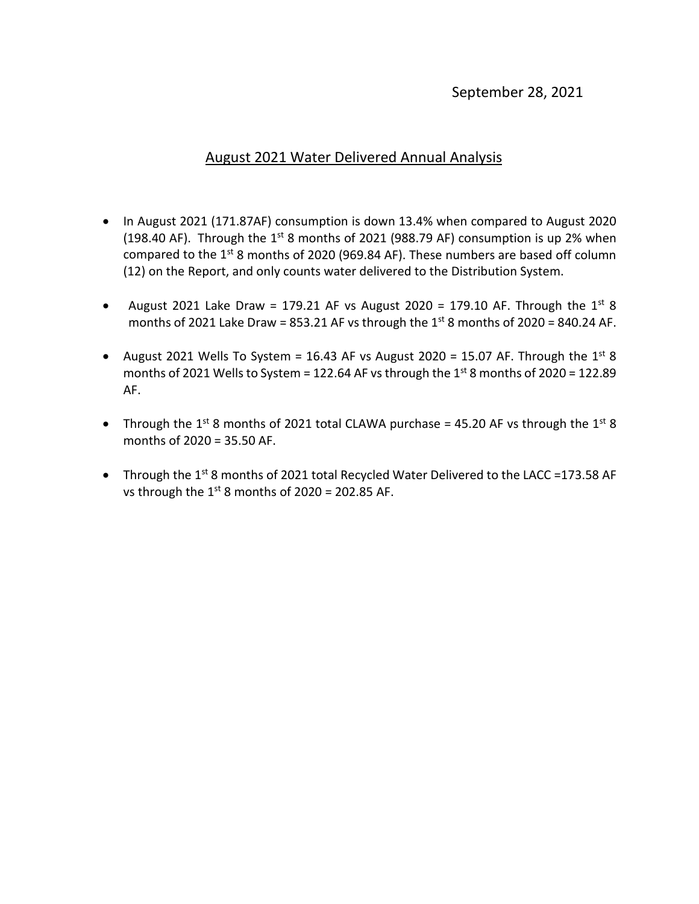September 28, 2021

## August 2021 Water Delivered Annual Analysis

- In August 2021 (171.87AF) consumption is down 13.4% when compared to August 2020 (198.40 AF). Through the 1st 8 months of 2021 (988.79 AF) consumption is up 2% when compared to the 1st 8 months of 2020 (969.84 AF). These numbers are based off column (12) on the Report, and only counts water delivered to the Distribution System.

- August 2021 Lake Draw = 179.21 AF vs August 2020 = 179.10 AF. Through the 1st 8 months of 2021 Lake Draw = 853.21 AF vs through the 1st 8 months of 2020 = 840.24 AF.

- August 2021 Wells To System = 16.43 AF vs August 2020 = 15.07 AF. Through the 1st 8 months of 2021 Wells to System = 122.64 AF vs through the 1st 8 months of 2020 = 122.89 AF.

- Through the 1st 8 months of 2021 total CLAWA purchase = 45.20 AF vs through the 1st 8 months of 2020 = 35.50 AF.

- Through the 1st 8 months of 2021 total Recycled Water Delivered to the LACC =173.58 AF vs through the 1st 8 months of 2020 = 202.85 AF.